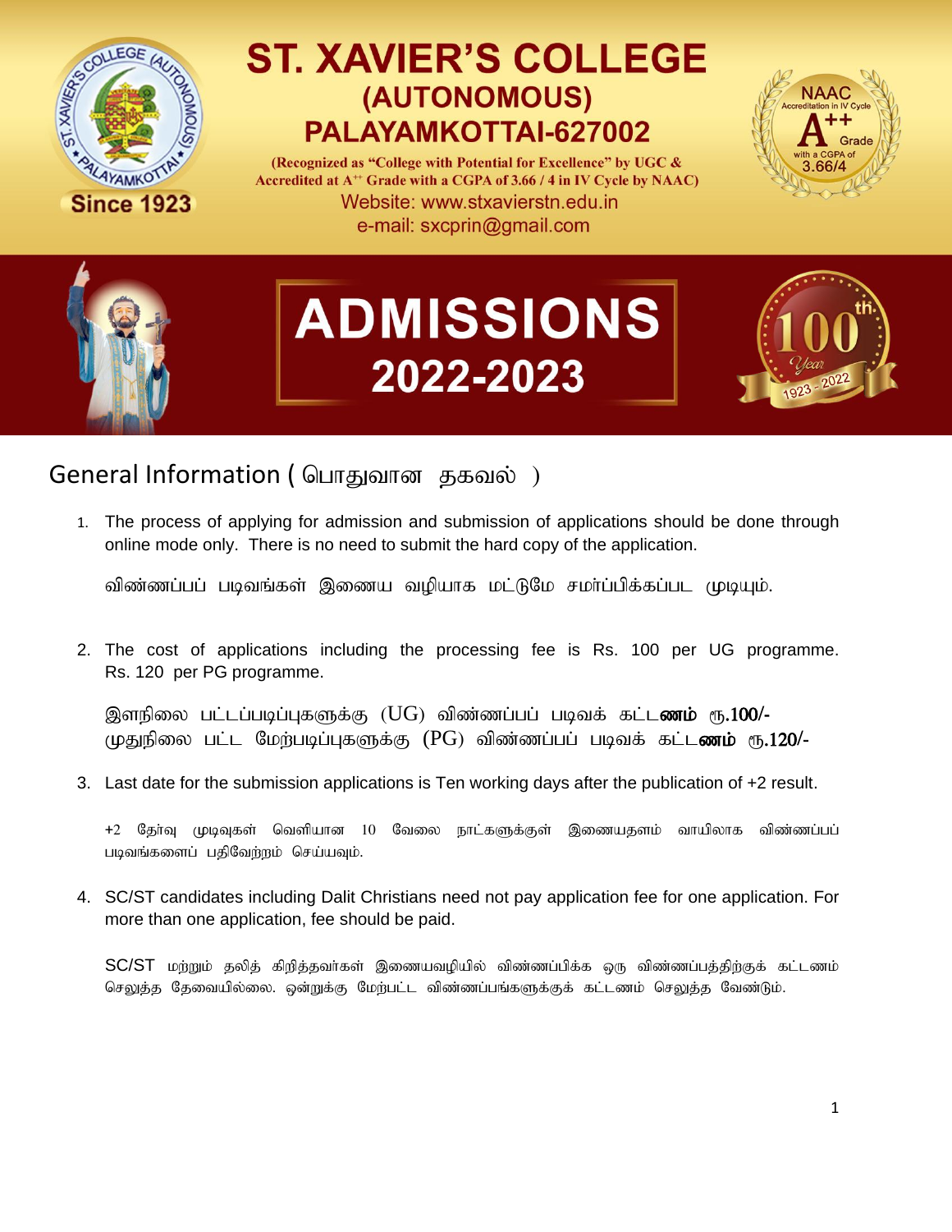# ST. XAVIER'S COLLEGE (AUTONOMOUS) PALAYAMKOTTAI-627002

**(Recognized as "College with Potential for Excellence" by UGC & Accredited at A++ Grade with a CGPA of 3.66 / 4 in IV Cycle by NAAC)**

Website: www.stxavierstn.edu.in

e-mail: sxcprin@gmail.com

Since 1923

NAAC Accreditation in IV Cycle A++ Grade with a CGPA of 3.66/4

# ADMISSIONS 2022-2023

100th Year 1923 - 2022

## General Information ( பொதுவான தகவல் )

1. The process of applying for admission and submission of applications should be done through online mode only. There is no need to submit the hard copy of the application.

   விண்ணப்பப் படிவங்கள் இணைய வழியாக மட்டுமே சமர்ப்பிக்கப்பட முடியும்.

2. The cost of applications including the processing fee is Rs. 100 per UG programme. Rs. 120 per PG programme.

   இளநிலை பட்டப்படிப்புகளுக்கு (UG) விண்ணப்பப் படிவக் கட்ட**ணம்** ரூ.100/-
   முதுநிலை பட்ட மேற்படிப்புகளுக்கு (PG) விண்ணப்பப் படிவக் கட்ட**ணம்** ரூ.120/-

3. Last date for the submission applications is Ten working days after the publication of +2 result.

   +2 தேர்வு முடிவுகள் வெளியான 10 வேலை நாட்களுக்குள் இணையதளம் வாயிலாக விண்ணப்பப் படிவங்களைப் பதிவேற்றம் செய்யவும்.

4. SC/ST candidates including Dalit Christians need not pay application fee for one application. For more than one application, fee should be paid.

   SC/ST மற்றும் தலித் கிறித்தவர்கள் இணையவழியில் விண்ணப்பிக்க ஒரு விண்ணப்பத்திற்குக் கட்டணம் செலுத்த தேவையில்லை. ஒன்றுக்கு மேற்பட்ட விண்ணப்பங்களுக்குக் கட்டணம் செலுத்த வேண்டும்.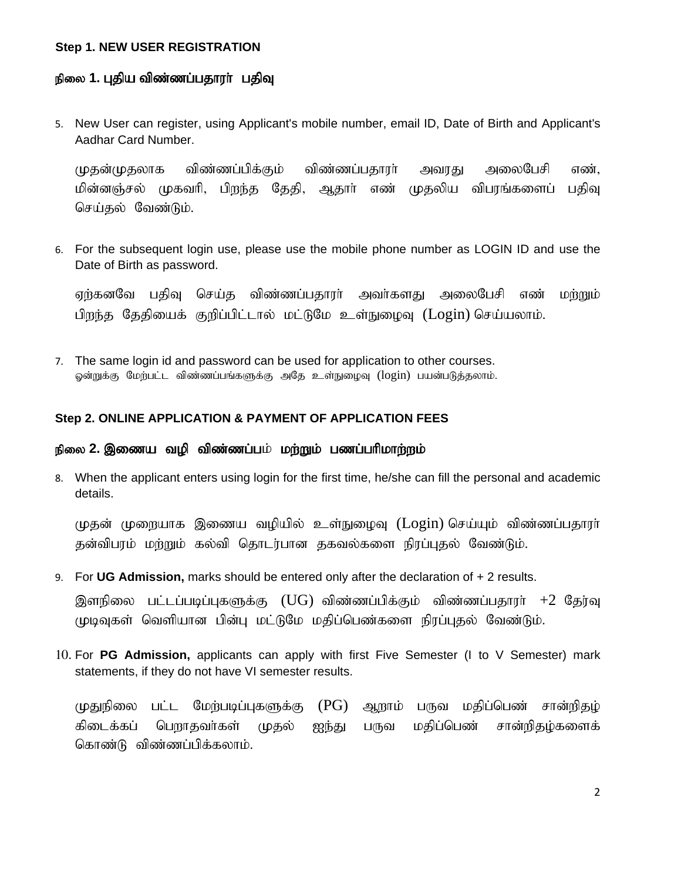**Step 1. NEW USER REGISTRATION**

**நிலை 1. புதிய விண்ணப்பதாரர் பதிவு**

5. New User can register, using Applicant's mobile number, email ID, Date of Birth and Applicant's Aadhar Card Number.

   முதன்முதலாக விண்ணப்பிக்கும் விண்ணப்பதாரர் அவரது அலைபேசி எண், மின்னஞ்சல் முகவரி, பிறந்த தேதி, ஆதார் எண் முதலிய விபரங்களைப் பதிவு செய்தல் வேண்டும்.

6. For the subsequent login use, please use the mobile phone number as LOGIN ID and use the Date of Birth as password.

   ஏற்கனவே பதிவு செய்த விண்ணப்பதாரர் அவர்களது அலைபேசி எண் மற்றும் பிறந்த தேதியைக் குறிப்பிட்டால் மட்டுமே உள்நுழைவு (Login) செய்யலாம்.

7. The same login id and password can be used for application to other courses.
   ஒன்றுக்கு மேற்பட்ட விண்ணப்பங்களுக்கு அதே உள்நுழைவு (login) பயன்படுத்தலாம்.

**Step 2. ONLINE APPLICATION & PAYMENT OF APPLICATION FEES**

**நிலை 2. இணைய வழி விண்ணப்பம் மற்றும் பணப்பரிமாற்றம்**

8. When the applicant enters using login for the first time, he/she can fill the personal and academic details.

   முதன் முறையாக இணைய வழியில் உள்நுழைவு (Login) செய்யும் விண்ணப்பதாரர் தன்விபரம் மற்றும் கல்வி தொடர்பான தகவல்களை நிரப்புதல் வேண்டும்.

9. For **UG Admission,** marks should be entered only after the declaration of + 2 results.

   இளநிலை பட்டப்படிப்புகளுக்கு (UG) விண்ணப்பிக்கும் விண்ணப்பதாரர் +2 தேர்வு முடிவுகள் வெளியான பின்பு மட்டுமே மதிப்பெண்களை நிரப்புதல் வேண்டும்.

10. For **PG Admission,** applicants can apply with first Five Semester (I to V Semester) mark statements, if they do not have VI semester results.

    முதுநிலை பட்ட மேற்படிப்புகளுக்கு (PG) ஆறாம் பருவ மதிப்பெண் சான்றிதழ் கிடைக்கப் பெறாதவர்கள் முதல் ஐந்து பருவ மதிப்பெண் சான்றிதழ்களைக் கொண்டு விண்ணப்பிக்கலாம்.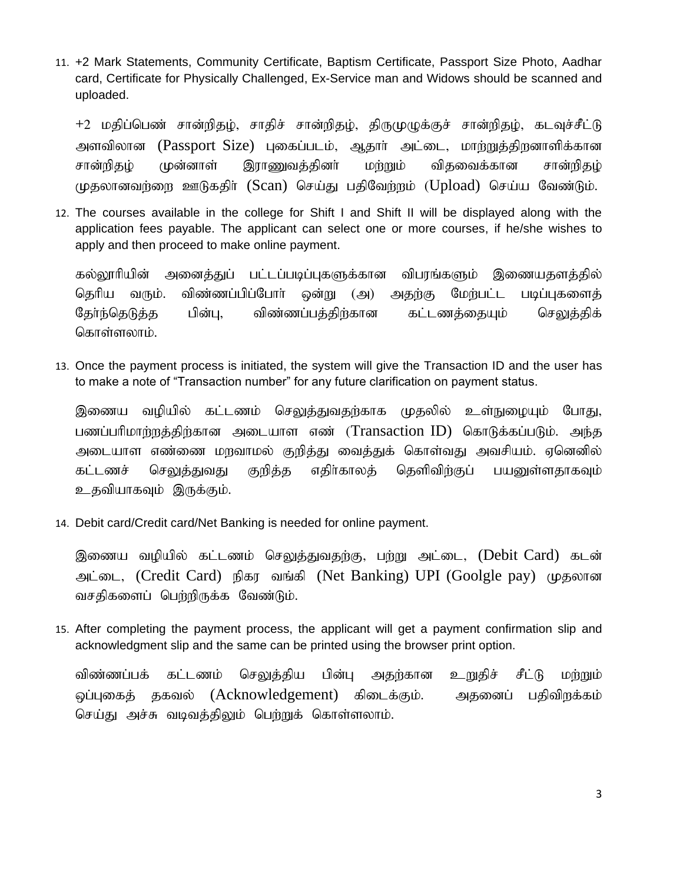11. +2 Mark Statements, Community Certificate, Baptism Certificate, Passport Size Photo, Aadhar card, Certificate for Physically Challenged, Ex-Service man and Widows should be scanned and uploaded.

    +2 மதிப்பெண் சான்றிதழ், சாதிச் சான்றிதழ், திருமுழுக்குச் சான்றிதழ், கடவுச்சீட்டு அளவிலான (Passport Size) புகைப்படம், ஆதார் அட்டை, மாற்றுத்திறனாளிக்கான சான்றிதழ் முன்னாள் இராணுவத்தினர் மற்றும் விதவைக்கான சான்றிதழ் முதலானவற்றை ஊடுகதிர் (Scan) செய்து பதிவேற்றம் (Upload) செய்ய வேண்டும்.

12. The courses available in the college for Shift I and Shift II will be displayed along with the application fees payable. The applicant can select one or more courses, if he/she wishes to apply and then proceed to make online payment.

    கல்லூரியின் அனைத்துப் பட்டப்படிப்புகளுக்கான விபரங்களும் இணையதளத்தில் தெரிய வரும். விண்ணப்பிப்போர் ஒன்று (அ) அதற்கு மேற்பட்ட படிப்புகளைத் தேர்ந்தெடுத்த பின்பு, விண்ணப்பத்திற்கான கட்டணத்தையும் செலுத்திக் கொள்ளலாம்.

13. Once the payment process is initiated, the system will give the Transaction ID and the user has to make a note of "Transaction number" for any future clarification on payment status.

    இணைய வழியில் கட்டணம் செலுத்துவதற்காக முதலில் உள்நுழையும் போது, பணப்பரிமாற்றத்திற்கான அடையாள எண் (Transaction ID) கொடுக்கப்படும். அந்த அடையாள எண்ணை மறவாமல் குறித்து வைத்துக் கொள்வது அவசியம். ஏனெனில் கட்டணச் செலுத்துவது குறித்த எதிர்காலத் தெளிவிற்குப் பயனுள்ளதாகவும் உதவியாகவும் இருக்கும்.

14. Debit card/Credit card/Net Banking is needed for online payment.

    இணைய வழியில் கட்டணம் செலுத்துவதற்கு, பற்று அட்டை, (Debit Card) கடன் அட்டை, (Credit Card) நிகர வங்கி (Net Banking) UPI (Goolgle pay) முதலான வசதிகளைப் பெற்றிருக்க வேண்டும்.

15. After completing the payment process, the applicant will get a payment confirmation slip and acknowledgment slip and the same can be printed using the browser print option.

    விண்ணப்பக் கட்டணம் செலுத்திய பின்பு அதற்கான உறுதிச் சீட்டு மற்றும் ஒப்புகைத் தகவல் (Acknowledgement) கிடைக்கும். அதனைப் பதிவிறக்கம் செய்து அச்சு வடிவத்திலும் பெற்றுக் கொள்ளலாம்.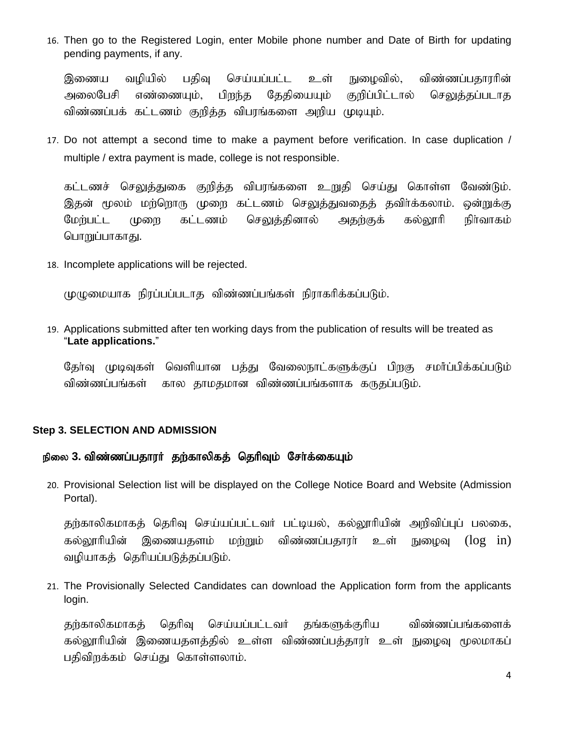16. Then go to the Registered Login, enter Mobile phone number and Date of Birth for updating pending payments, if any.

    இணைய வழியில் பதிவு செய்யப்பட்ட உள் நுழைவில், விண்ணப்பதாரரின் அலைபேசி எண்ணையும், பிறந்த தேதியையும் குறிப்பிட்டால் செலுத்தப்படாத விண்ணப்பக் கட்டணம் குறித்த விபரங்களை அறிய முடியும்.

17. Do not attempt a second time to make a payment before verification. In case duplication / multiple / extra payment is made, college is not responsible.

    கட்டணச் செலுத்துகை குறித்த விபரங்களை உறுதி செய்து கொள்ள வேண்டும். இதன் மூலம் மற்றொரு முறை கட்டணம் செலுத்துவதைத் தவிர்க்கலாம். ஒன்றுக்கு மேற்பட்ட முறை கட்டணம் செலுத்தினால் அதற்குக் கல்லூரி நிர்வாகம் பொறுப்பாகாது.

18. Incomplete applications will be rejected.

    முழுமையாக நிரப்பப்படாத விண்ணப்பங்கள் நிராகரிக்கப்படும்.

19. Applications submitted after ten working days from the publication of results will be treated as "**Late applications.**"

    தேர்வு முடிவுகள் வெளியான பத்து வேலைநாட்களுக்குப் பிறகு சமர்ப்பிக்கப்படும் விண்ணப்பங்கள் கால தாமதமான விண்ணப்பங்களாக கருதப்படும்.

## Step 3. SELECTION AND ADMISSION

## நிலை 3. விண்ணப்பதாரர் தற்காலிகத் தெரிவும் சேர்க்கையும்

20. Provisional Selection list will be displayed on the College Notice Board and Website (Admission Portal).

    தற்காலிகமாகத் தெரிவு செய்யப்பட்டவர் பட்டியல், கல்லூரியின் அறிவிப்புப் பலகை, கல்லூரியின் இணையதளம் மற்றும் விண்ணப்பதாரர் உள் நுழைவு (log in) வழியாகத் தெரியப்படுத்தப்படும்.

21. The Provisionally Selected Candidates can download the Application form from the applicants login.

    தற்காலிகமாகத் தெரிவு செய்யப்பட்டவர் தங்களுக்குரிய விண்ணப்பங்களைக் கல்லூரியின் இணையதளத்தில் உள்ள விண்ணப்பத்தாரர் உள் நுழைவு மூலமாகப் பதிவிறக்கம் செய்து கொள்ளலாம்.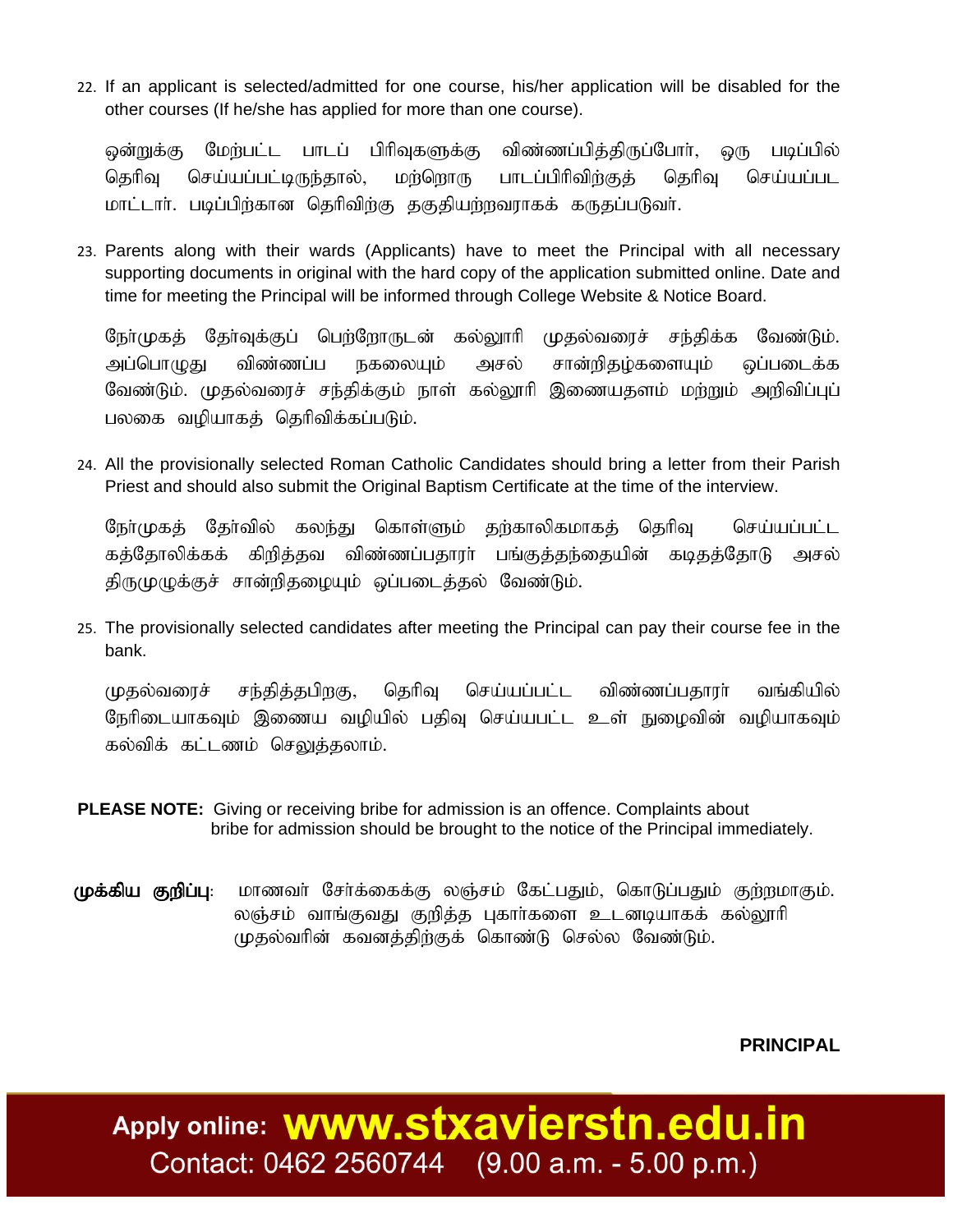22. If an applicant is selected/admitted for one course, his/her application will be disabled for the other courses (If he/she has applied for more than one course).

    ஒன்றுக்கு மேற்பட்ட பாடப் பிரிவுகளுக்கு விண்ணப்பித்திருப்போர், ஒரு படிப்பில் தெரிவு செய்யப்பட்டிருந்தால், மற்றொரு பாடப்பிரிவிற்குத் தெரிவு செய்யப்பட மாட்டார். படிப்பிற்கான தெரிவிற்கு தகுதியற்றவராகக் கருதப்படுவர்.

23. Parents along with their wards (Applicants) have to meet the Principal with all necessary supporting documents in original with the hard copy of the application submitted online. Date and time for meeting the Principal will be informed through College Website & Notice Board.

    நேர்முகத் தேர்வுக்குப் பெற்றோருடன் கல்லூரி முதல்வரைச் சந்திக்க வேண்டும். அப்பொழுது விண்ணப்ப நகலையும் அசல் சான்றிதழ்களையும் ஒப்படைக்க வேண்டும். முதல்வரைச் சந்திக்கும் நாள் கல்லூரி இணையதளம் மற்றும் அறிவிப்புப் பலகை வழியாகத் தெரிவிக்கப்படும்.

24. All the provisionally selected Roman Catholic Candidates should bring a letter from their Parish Priest and should also submit the Original Baptism Certificate at the time of the interview.

    நேர்முகத் தேர்வில் கலந்து கொள்ளும் தற்காலிகமாகத் தெரிவு செய்யப்பட்ட கத்தோலிக்கக் கிறித்தவ விண்ணப்பதாரர் பங்குத்தந்தையின் கடிதத்தோடு அசல் திருமுழுக்குச் சான்றிதழையும் ஒப்படைத்தல் வேண்டும்.

25. The provisionally selected candidates after meeting the Principal can pay their course fee in the bank.

    முதல்வரைச் சந்தித்தபிறகு, தெரிவு செய்யப்பட்ட விண்ணப்பதாரர் வங்கியில் நேரிடையாகவும் இணைய வழியில் பதிவு செய்யபட்ட உள் நுழைவின் வழியாகவும் கல்விக் கட்டணம் செலுத்தலாம்.

**PLEASE NOTE:** Giving or receiving bribe for admission is an offence. Complaints about bribe for admission should be brought to the notice of the Principal immediately.

**முக்கிய குறிப்பு**: மாணவர் சேர்க்கைக்கு லஞ்சம் கேட்பதும், கொடுப்பதும் குற்றமாகும். லஞ்சம் வாங்குவது குறித்த புகார்களை உடனடியாகக் கல்லூரி முதல்வரின் கவனத்திற்குக் கொண்டு செல்ல வேண்டும்.

**PRINCIPAL**

**Apply online: www.stxavierstn.edu.in**

Contact: 0462 2560744 (9.00 a.m. - 5.00 p.m.)